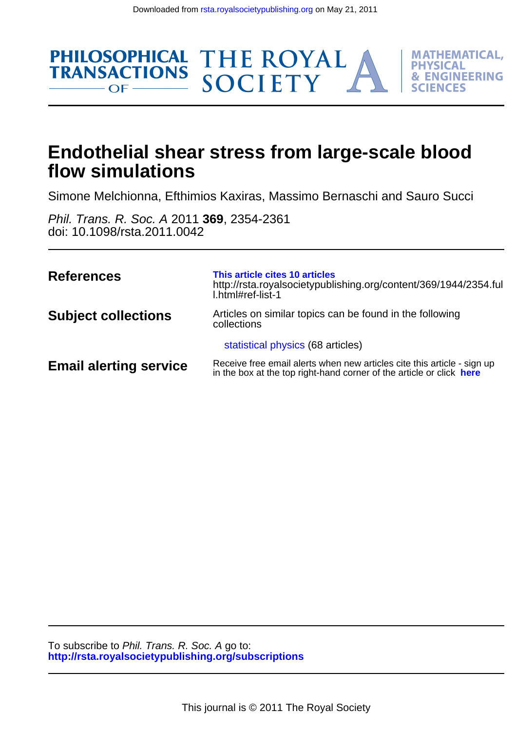Downloaded from rsta.royalsocietypublishing.org on May 21, 2011

# Endothelial shear stress from large-scale blood flow simulations

Simone Melchionna, Efthimios Kaxiras, Massimo Bernaschi and Sauro Succi

*Phil. Trans. R. Soc. A* 2011 **369**, 2354-2361
doi: 10.1098/rsta.2011.0042

| | |
|---|---|
| **References** | **This article cites 10 articles** http://rsta.royalsocietypublishing.org/content/369/1944/2354.full.html#ref-list-1 |
| **Subject collections** | Articles on similar topics can be found in the following collections<br><br>statistical physics (68 articles) |
| **Email alerting service** | Receive free email alerts when new articles cite this article - sign up in the box at the top right-hand corner of the article or click **here** |

To subscribe to *Phil. Trans. R. Soc. A* go to:
**http://rsta.royalsocietypublishing.org/subscriptions**

This journal is © 2011 The Royal Society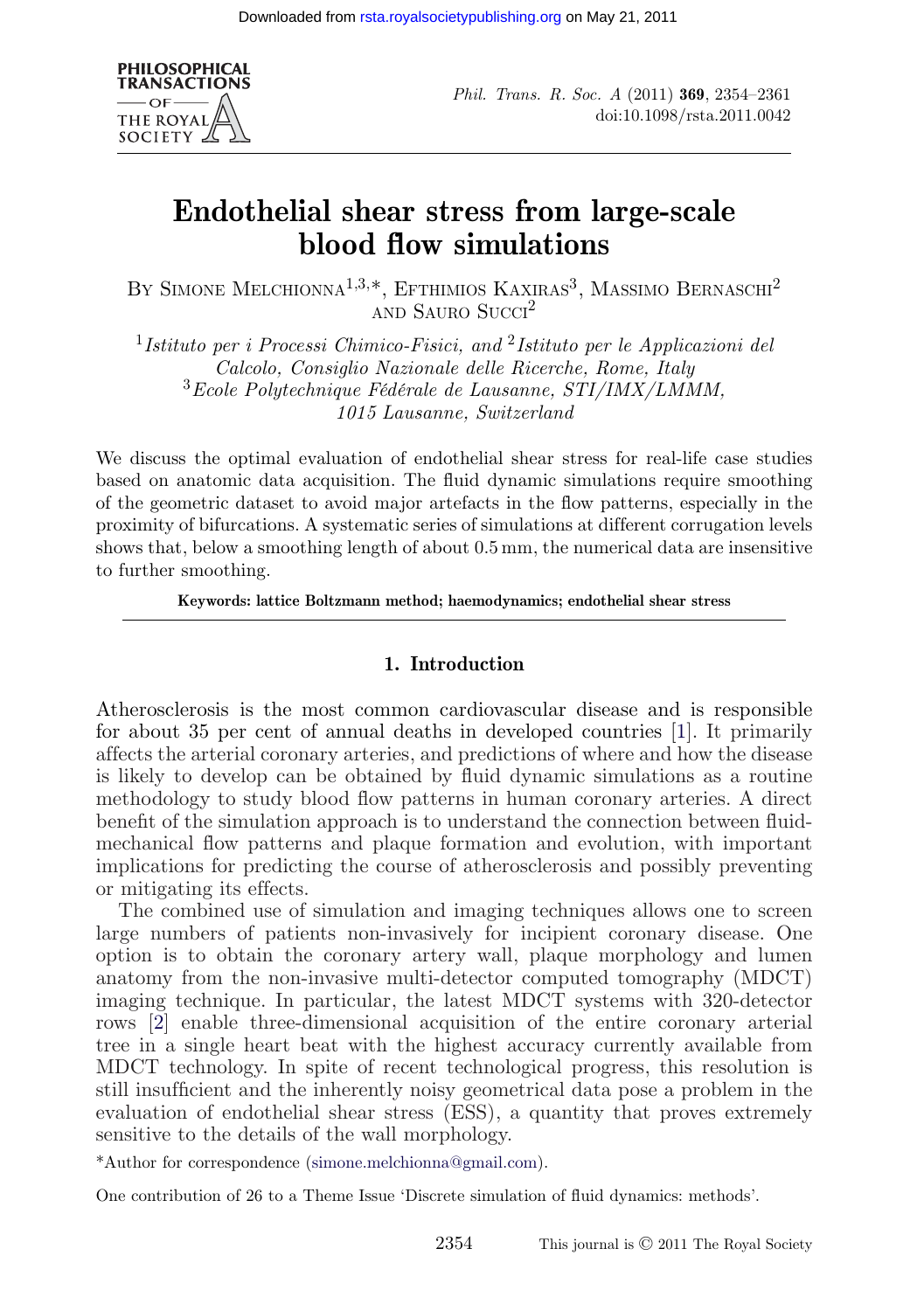# Endothelial shear stress from large-scale blood flow simulations

BY SIMONE MELCHIONNA[1,3,*], EFTHIMIOS KAXIRAS[3], MASSIMO BERNASCHI[2] AND SAURO SUCCI[2]

[1] *Istituto per i Processi Chimico-Fisici, and* [2] *Istituto per le Applicazioni del Calcolo, Consiglio Nazionale delle Ricerche, Rome, Italy*
[3] *Ecole Polytechnique Fédérale de Lausanne, STI/IMX/LMMM, 1015 Lausanne, Switzerland*

We discuss the optimal evaluation of endothelial shear stress for real-life case studies based on anatomic data acquisition. The fluid dynamic simulations require smoothing of the geometric dataset to avoid major artefacts in the flow patterns, especially in the proximity of bifurcations. A systematic series of simulations at different corrugation levels shows that, below a smoothing length of about 0.5 mm, the numerical data are insensitive to further smoothing.

**Keywords: lattice Boltzmann method; haemodynamics; endothelial shear stress**

## 1. Introduction

Atherosclerosis is the most common cardiovascular disease and is responsible for about 35 per cent of annual deaths in developed countries [1]. It primarily affects the arterial coronary arteries, and predictions of where and how the disease is likely to develop can be obtained by fluid dynamic simulations as a routine methodology to study blood flow patterns in human coronary arteries. A direct benefit of the simulation approach is to understand the connection between fluid-mechanical flow patterns and plaque formation and evolution, with important implications for predicting the course of atherosclerosis and possibly preventing or mitigating its effects.

The combined use of simulation and imaging techniques allows one to screen large numbers of patients non-invasively for incipient coronary disease. One option is to obtain the coronary artery wall, plaque morphology and lumen anatomy from the non-invasive multi-detector computed tomography (MDCT) imaging technique. In particular, the latest MDCT systems with 320-detector rows [2] enable three-dimensional acquisition of the entire coronary arterial tree in a single heart beat with the highest accuracy currently available from MDCT technology. In spite of recent technological progress, this resolution is still insufficient and the inherently noisy geometrical data pose a problem in the evaluation of endothelial shear stress (ESS), a quantity that proves extremely sensitive to the details of the wall morphology.

*Author for correspondence (simone.melchionna@gmail.com).

One contribution of 26 to a Theme Issue 'Discrete simulation of fluid dynamics: methods'.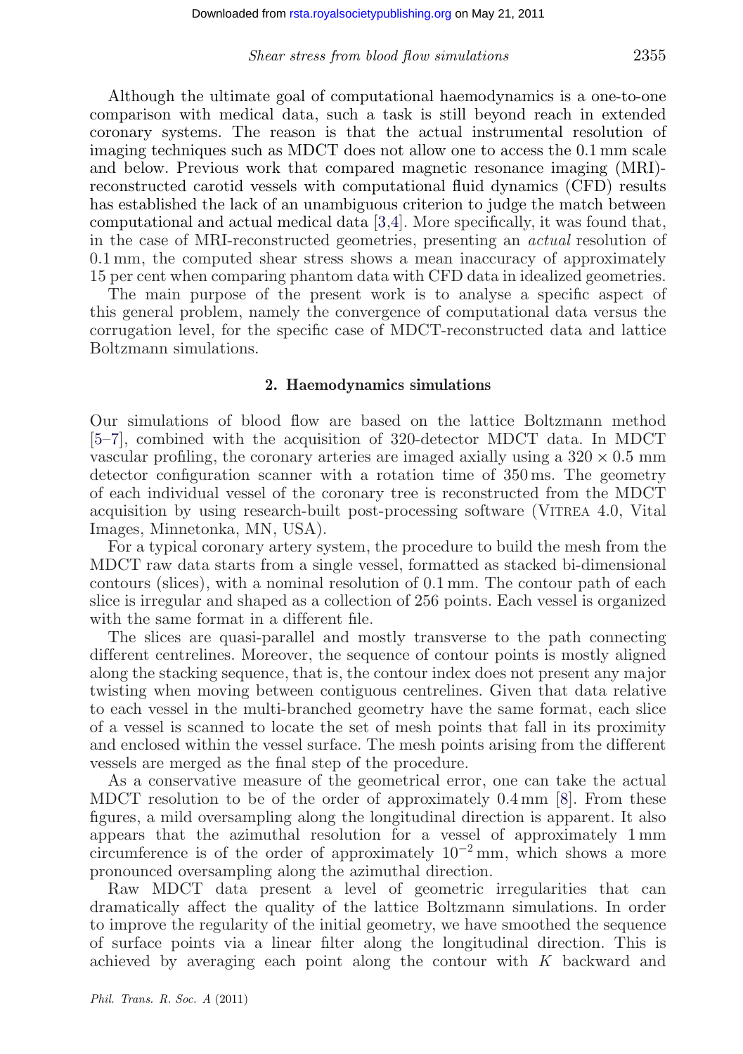Although the ultimate goal of computational haemodynamics is a one-to-one comparison with medical data, such a task is still beyond reach in extended coronary systems. The reason is that the actual instrumental resolution of imaging techniques such as MDCT does not allow one to access the 0.1 mm scale and below. Previous work that compared magnetic resonance imaging (MRI)-reconstructed carotid vessels with computational fluid dynamics (CFD) results has established the lack of an unambiguous criterion to judge the match between computational and actual medical data [3,4]. More specifically, it was found that, in the case of MRI-reconstructed geometries, presenting an *actual* resolution of 0.1 mm, the computed shear stress shows a mean inaccuracy of approximately 15 per cent when comparing phantom data with CFD data in idealized geometries.

The main purpose of the present work is to analyse a specific aspect of this general problem, namely the convergence of computational data versus the corrugation level, for the specific case of MDCT-reconstructed data and lattice Boltzmann simulations.

## 2. Haemodynamics simulations

Our simulations of blood flow are based on the lattice Boltzmann method [5–7], combined with the acquisition of 320-detector MDCT data. In MDCT vascular profiling, the coronary arteries are imaged axially using a $320 \times 0.5$ mm detector configuration scanner with a rotation time of 350 ms. The geometry of each individual vessel of the coronary tree is reconstructed from the MDCT acquisition by using research-built post-processing software (Vitrea 4.0, Vital Images, Minnetonka, MN, USA).

For a typical coronary artery system, the procedure to build the mesh from the MDCT raw data starts from a single vessel, formatted as stacked bi-dimensional contours (slices), with a nominal resolution of 0.1 mm. The contour path of each slice is irregular and shaped as a collection of 256 points. Each vessel is organized with the same format in a different file.

The slices are quasi-parallel and mostly transverse to the path connecting different centrelines. Moreover, the sequence of contour points is mostly aligned along the stacking sequence, that is, the contour index does not present any major twisting when moving between contiguous centrelines. Given that data relative to each vessel in the multi-branched geometry have the same format, each slice of a vessel is scanned to locate the set of mesh points that fall in its proximity and enclosed within the vessel surface. The mesh points arising from the different vessels are merged as the final step of the procedure.

As a conservative measure of the geometrical error, one can take the actual MDCT resolution to be of the order of approximately 0.4 mm [8]. From these figures, a mild oversampling along the longitudinal direction is apparent. It also appears that the azimuthal resolution for a vessel of approximately 1 mm circumference is of the order of approximately $10^{-2}$ mm, which shows a more pronounced oversampling along the azimuthal direction.

Raw MDCT data present a level of geometric irregularities that can dramatically affect the quality of the lattice Boltzmann simulations. In order to improve the regularity of the initial geometry, we have smoothed the sequence of surface points via a linear filter along the longitudinal direction. This is achieved by averaging each point along the contour with $K$ backward and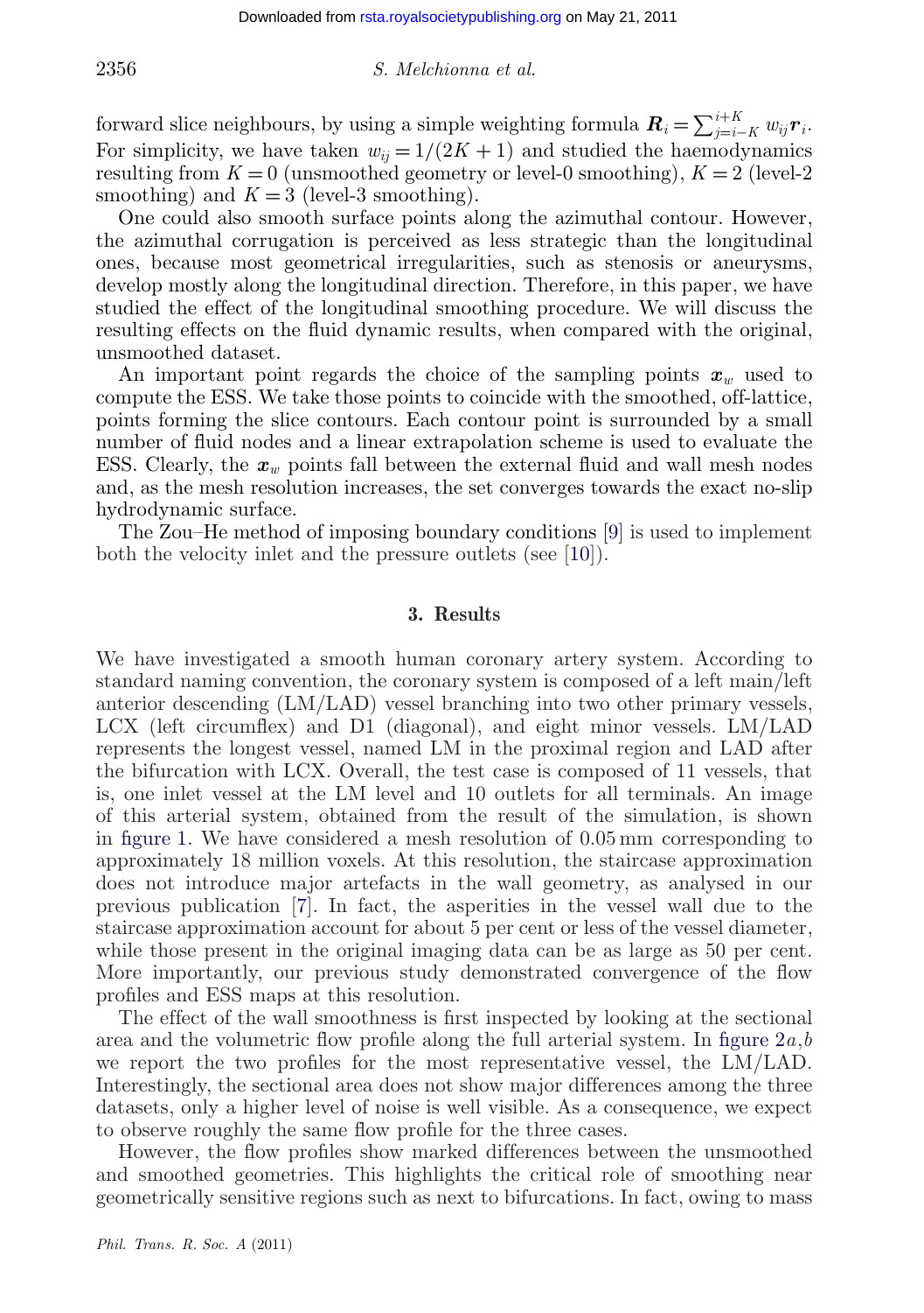forward slice neighbours, by using a simple weighting formula $\boldsymbol{R}_i = \sum_{j=i-K}^{i+K} w_{ij} \boldsymbol{r}_i$. For simplicity, we have taken $w_{ij} = 1/(2K+1)$ and studied the haemodynamics resulting from $K=0$ (unsmoothed geometry or level-0 smoothing), $K=2$ (level-2 smoothing) and $K=3$ (level-3 smoothing).

One could also smooth surface points along the azimuthal contour. However, the azimuthal corrugation is perceived as less strategic than the longitudinal ones, because most geometrical irregularities, such as stenosis or aneurysms, develop mostly along the longitudinal direction. Therefore, in this paper, we have studied the effect of the longitudinal smoothing procedure. We will discuss the resulting effects on the fluid dynamic results, when compared with the original, unsmoothed dataset.

An important point regards the choice of the sampling points $\boldsymbol{x}_w$ used to compute the ESS. We take those points to coincide with the smoothed, off-lattice, points forming the slice contours. Each contour point is surrounded by a small number of fluid nodes and a linear extrapolation scheme is used to evaluate the ESS. Clearly, the $\boldsymbol{x}_w$ points fall between the external fluid and wall mesh nodes and, as the mesh resolution increases, the set converges towards the exact no-slip hydrodynamic surface.

The Zou–He method of imposing boundary conditions [9] is used to implement both the velocity inlet and the pressure outlets (see [10]).

## 3. Results

We have investigated a smooth human coronary artery system. According to standard naming convention, the coronary system is composed of a left main/left anterior descending (LM/LAD) vessel branching into two other primary vessels, LCX (left circumflex) and D1 (diagonal), and eight minor vessels. LM/LAD represents the longest vessel, named LM in the proximal region and LAD after the bifurcation with LCX. Overall, the test case is composed of 11 vessels, that is, one inlet vessel at the LM level and 10 outlets for all terminals. An image of this arterial system, obtained from the result of the simulation, is shown in figure 1. We have considered a mesh resolution of 0.05 mm corresponding to approximately 18 million voxels. At this resolution, the staircase approximation does not introduce major artefacts in the wall geometry, as analysed in our previous publication [7]. In fact, the asperities in the vessel wall due to the staircase approximation account for about 5 per cent or less of the vessel diameter, while those present in the original imaging data can be as large as 50 per cent. More importantly, our previous study demonstrated convergence of the flow profiles and ESS maps at this resolution.

The effect of the wall smoothness is first inspected by looking at the sectional area and the volumetric flow profile along the full arterial system. In figure 2*a*,*b* we report the two profiles for the most representative vessel, the LM/LAD. Interestingly, the sectional area does not show major differences among the three datasets, only a higher level of noise is well visible. As a consequence, we expect to observe roughly the same flow profile for the three cases.

However, the flow profiles show marked differences between the unsmoothed and smoothed geometries. This highlights the critical role of smoothing near geometrically sensitive regions such as next to bifurcations. In fact, owing to mass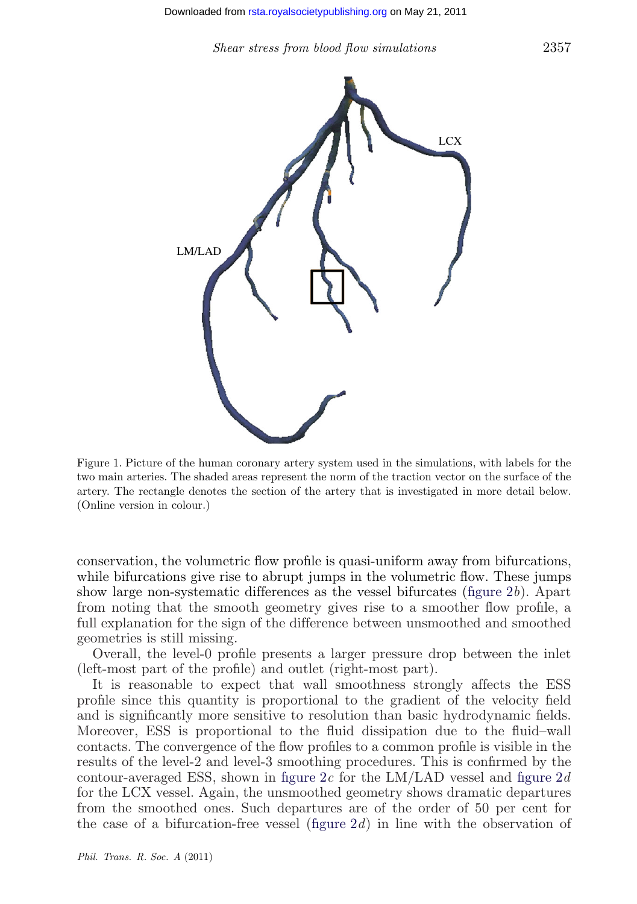Figure 1. Picture of the human coronary artery system used in the simulations, with labels for the two main arteries. The shaded areas represent the norm of the traction vector on the surface of the artery. The rectangle denotes the section of the artery that is investigated in more detail below. (Online version in colour.)

conservation, the volumetric flow profile is quasi-uniform away from bifurcations, while bifurcations give rise to abrupt jumps in the volumetric flow. These jumps show large non-systematic differences as the vessel bifurcates (figure 2*b*). Apart from noting that the smooth geometry gives rise to a smoother flow profile, a full explanation for the sign of the difference between unsmoothed and smoothed geometries is still missing.

Overall, the level-0 profile presents a larger pressure drop between the inlet (left-most part of the profile) and outlet (right-most part).

It is reasonable to expect that wall smoothness strongly affects the ESS profile since this quantity is proportional to the gradient of the velocity field and is significantly more sensitive to resolution than basic hydrodynamic fields. Moreover, ESS is proportional to the fluid dissipation due to the fluid–wall contacts. The convergence of the flow profiles to a common profile is visible in the results of the level-2 and level-3 smoothing procedures. This is confirmed by the contour-averaged ESS, shown in figure 2*c* for the LM/LAD vessel and figure 2*d* for the LCX vessel. Again, the unsmoothed geometry shows dramatic departures from the smoothed ones. Such departures are of the order of 50 per cent for the case of a bifurcation-free vessel (figure 2*d*) in line with the observation of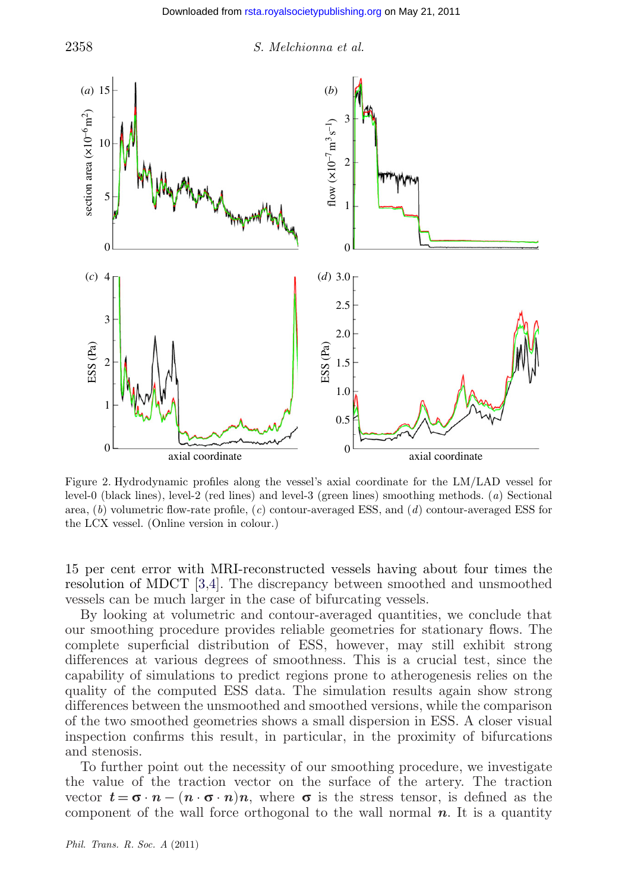Figure 2. Hydrodynamic profiles along the vessel's axial coordinate for the LM/LAD vessel for level-0 (black lines), level-2 (red lines) and level-3 (green lines) smoothing methods. (*a*) Sectional area, (*b*) volumetric flow-rate profile, (*c*) contour-averaged ESS, and (*d*) contour-averaged ESS for the LCX vessel. (Online version in colour.)

15 per cent error with MRI-reconstructed vessels having about four times the resolution of MDCT [3,4]. The discrepancy between smoothed and unsmoothed vessels can be much larger in the case of bifurcating vessels.

By looking at volumetric and contour-averaged quantities, we conclude that our smoothing procedure provides reliable geometries for stationary flows. The complete superficial distribution of ESS, however, may still exhibit strong differences at various degrees of smoothness. This is a crucial test, since the capability of simulations to predict regions prone to atherogenesis relies on the quality of the computed ESS data. The simulation results again show strong differences between the unsmoothed and smoothed versions, while the comparison of the two smoothed geometries shows a small dispersion in ESS. A closer visual inspection confirms this result, in particular, in the proximity of bifurcations and stenosis.

To further point out the necessity of our smoothing procedure, we investigate the value of the traction vector on the surface of the artery. The traction vector $\boldsymbol{t} = \boldsymbol{\sigma} \cdot \boldsymbol{n} - (\boldsymbol{n} \cdot \boldsymbol{\sigma} \cdot \boldsymbol{n})\boldsymbol{n}$, where $\boldsymbol{\sigma}$ is the stress tensor, is defined as the component of the wall force orthogonal to the wall normal $\boldsymbol{n}$. It is a quantity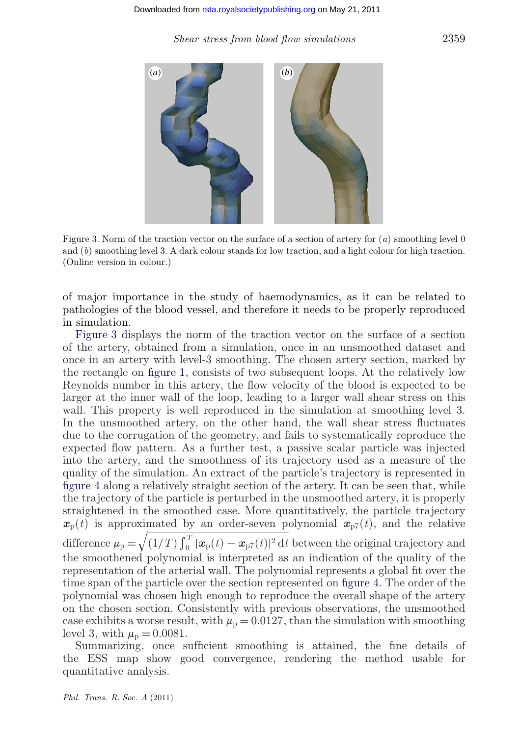Figure 3. Norm of the traction vector on the surface of a section of artery for (*a*) smoothing level 0 and (*b*) smoothing level 3. A dark colour stands for low traction, and a light colour for high traction. (Online version in colour.)

of major importance in the study of haemodynamics, as it can be related to pathologies of the blood vessel, and therefore it needs to be properly reproduced in simulation.

Figure 3 displays the norm of the traction vector on the surface of a section of the artery, obtained from a simulation, once in an unsmoothed dataset and once in an artery with level-3 smoothing. The chosen artery section, marked by the rectangle on figure 1, consists of two subsequent loops. At the relatively low Reynolds number in this artery, the flow velocity of the blood is expected to be larger at the inner wall of the loop, leading to a larger wall shear stress on this wall. This property is well reproduced in the simulation at smoothing level 3. In the unsmoothed artery, on the other hand, the wall shear stress fluctuates due to the corrugation of the geometry, and fails to systematically reproduce the expected flow pattern. As a further test, a passive scalar particle was injected into the artery, and the smoothness of its trajectory used as a measure of the quality of the simulation. An extract of the particle's trajectory is represented in figure 4 along a relatively straight section of the artery. It can be seen that, while the trajectory of the particle is perturbed in the unsmoothed artery, it is properly straightened in the smoothed case. More quantitatively, the particle trajectory $\boldsymbol{x}_{\mathrm{p}}(t)$ is approximated by an order-seven polynomial $\boldsymbol{x}_{\mathrm{p}7}(t)$, and the relative difference $\mu_{\mathrm{p}} = \sqrt{(1/T)\int_0^T |\boldsymbol{x}_{\mathrm{p}}(t) - \boldsymbol{x}_{\mathrm{p}7}(t)|^2 \,\mathrm{d}t}$ between the original trajectory and the smoothened polynomial is interpreted as an indication of the quality of the representation of the arterial wall. The polynomial represents a global fit over the time span of the particle over the section represented on figure 4. The order of the polynomial was chosen high enough to reproduce the overall shape of the artery on the chosen section. Consistently with previous observations, the unsmoothed case exhibits a worse result, with $\mu_{\mathrm{p}} = 0.0127$, than the simulation with smoothing level 3, with $\mu_{\mathrm{p}} = 0.0081$.

Summarizing, once sufficient smoothing is attained, the fine details of the ESS map show good convergence, rendering the method usable for quantitative analysis.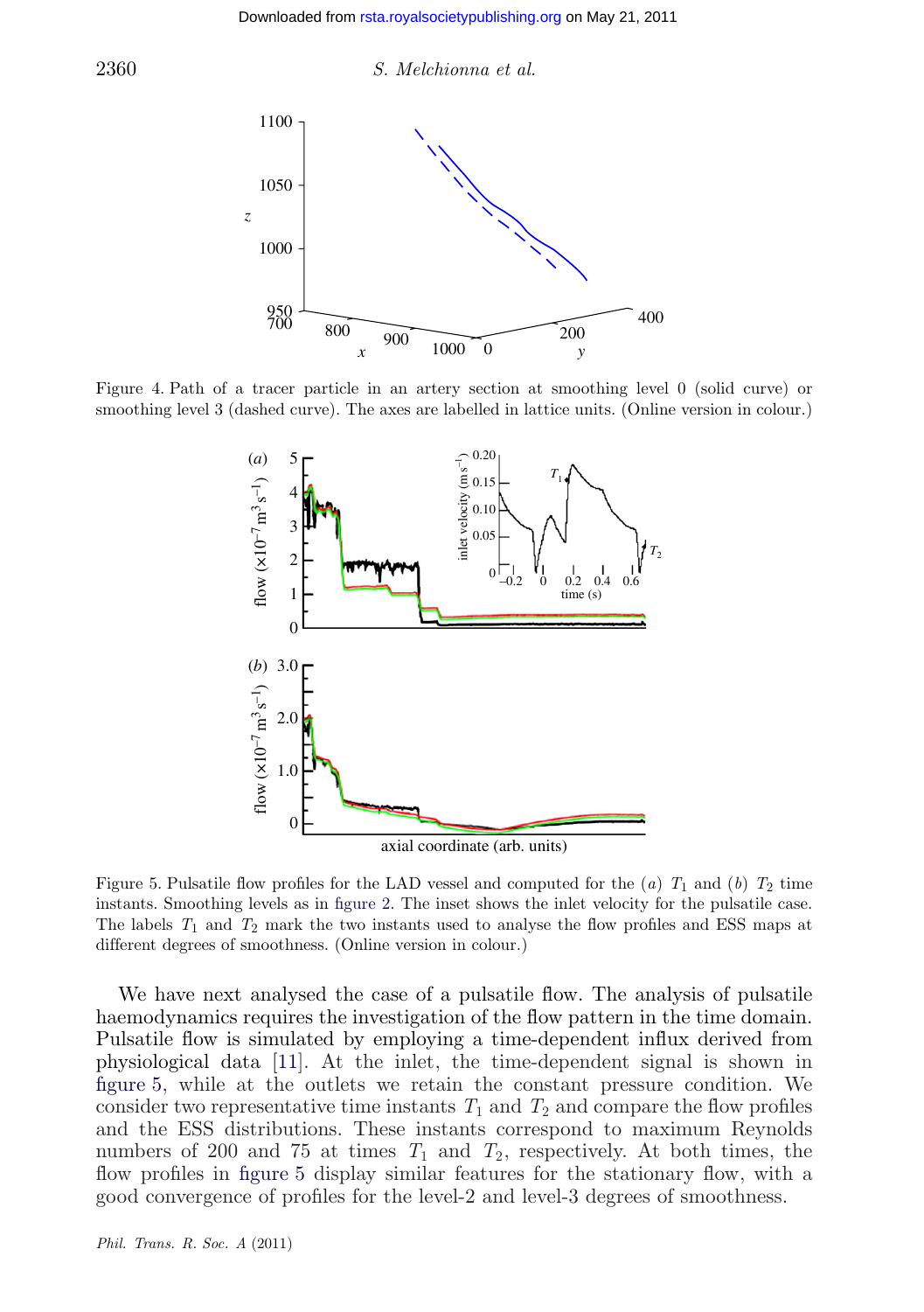Figure 4. Path of a tracer particle in an artery section at smoothing level 0 (solid curve) or smoothing level 3 (dashed curve). The axes are labelled in lattice units. (Online version in colour.)

Figure 5. Pulsatile flow profiles for the LAD vessel and computed for the (*a*) $T_1$ and (*b*) $T_2$ time instants. Smoothing levels as in figure 2. The inset shows the inlet velocity for the pulsatile case. The labels $T_1$ and $T_2$ mark the two instants used to analyse the flow profiles and ESS maps at different degrees of smoothness. (Online version in colour.)

We have next analysed the case of a pulsatile flow. The analysis of pulsatile haemodynamics requires the investigation of the flow pattern in the time domain. Pulsatile flow is simulated by employing a time-dependent influx derived from physiological data [11]. At the inlet, the time-dependent signal is shown in figure 5, while at the outlets we retain the constant pressure condition. We consider two representative time instants $T_1$ and $T_2$ and compare the flow profiles and the ESS distributions. These instants correspond to maximum Reynolds numbers of 200 and 75 at times $T_1$ and $T_2$, respectively. At both times, the flow profiles in figure 5 display similar features for the stationary flow, with a good convergence of profiles for the level-2 and level-3 degrees of smoothness.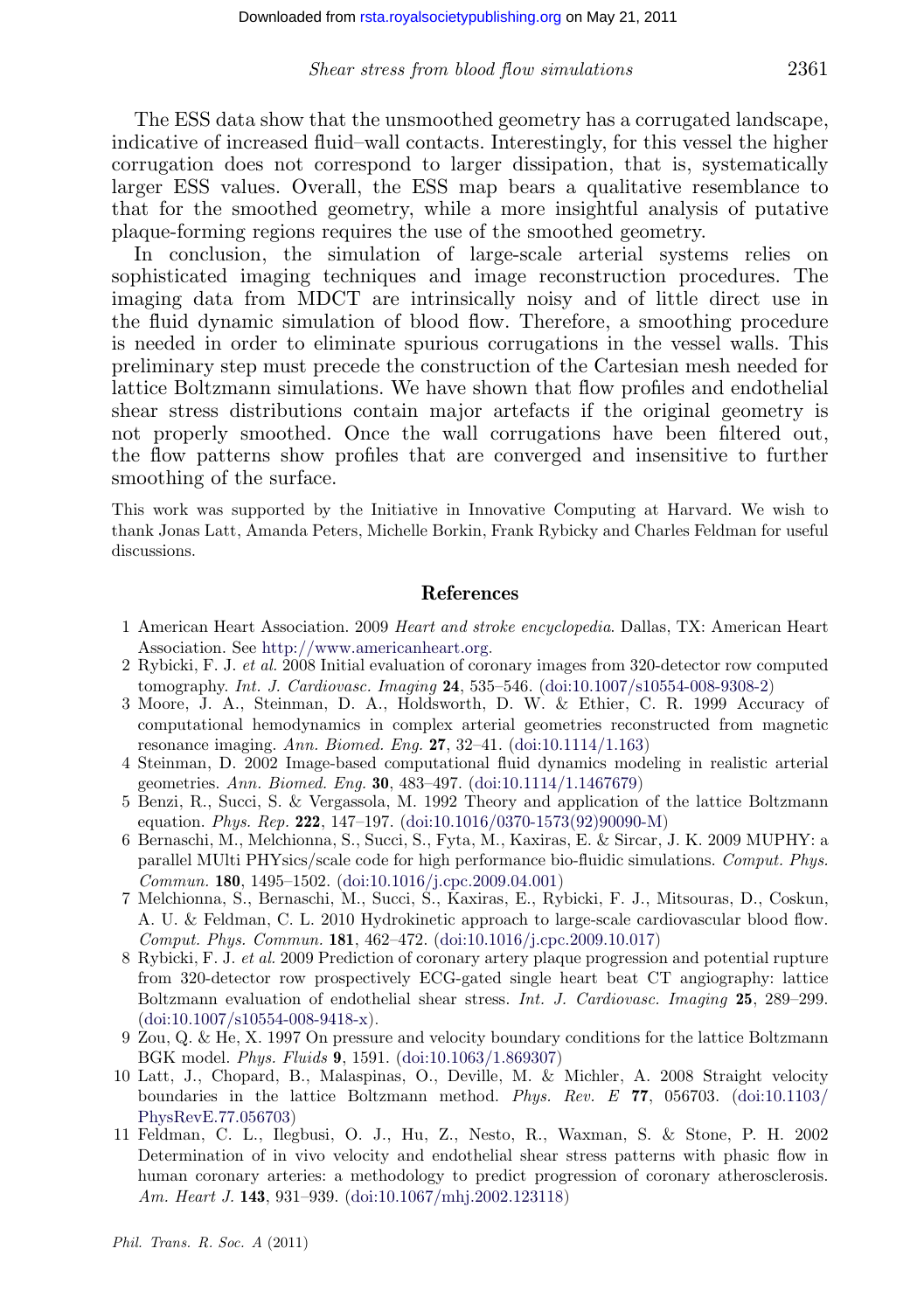The ESS data show that the unsmoothed geometry has a corrugated landscape, indicative of increased fluid–wall contacts. Interestingly, for this vessel the higher corrugation does not correspond to larger dissipation, that is, systematically larger ESS values. Overall, the ESS map bears a qualitative resemblance to that for the smoothed geometry, while a more insightful analysis of putative plaque-forming regions requires the use of the smoothed geometry.

In conclusion, the simulation of large-scale arterial systems relies on sophisticated imaging techniques and image reconstruction procedures. The imaging data from MDCT are intrinsically noisy and of little direct use in the fluid dynamic simulation of blood flow. Therefore, a smoothing procedure is needed in order to eliminate spurious corrugations in the vessel walls. This preliminary step must precede the construction of the Cartesian mesh needed for lattice Boltzmann simulations. We have shown that flow profiles and endothelial shear stress distributions contain major artefacts if the original geometry is not properly smoothed. Once the wall corrugations have been filtered out, the flow patterns show profiles that are converged and insensitive to further smoothing of the surface.

This work was supported by the Initiative in Innovative Computing at Harvard. We wish to thank Jonas Latt, Amanda Peters, Michelle Borkin, Frank Rybicky and Charles Feldman for useful discussions.

## References

1. American Heart Association. 2009 *Heart and stroke encyclopedia*. Dallas, TX: American Heart Association. See http://www.americanheart.org.
2. Rybicki, F. J. *et al.* 2008 Initial evaluation of coronary images from 320-detector row computed tomography. *Int. J. Cardiovasc. Imaging* **24**, 535–546. (doi:10.1007/s10554-008-9308-2)
3. Moore, J. A., Steinman, D. A., Holdsworth, D. W. & Ethier, C. R. 1999 Accuracy of computational hemodynamics in complex arterial geometries reconstructed from magnetic resonance imaging. *Ann. Biomed. Eng.* **27**, 32–41. (doi:10.1114/1.163)
4. Steinman, D. 2002 Image-based computational fluid dynamics modeling in realistic arterial geometries. *Ann. Biomed. Eng.* **30**, 483–497. (doi:10.1114/1.1467679)
5. Benzi, R., Succi, S. & Vergassola, M. 1992 Theory and application of the lattice Boltzmann equation. *Phys. Rep.* **222**, 147–197. (doi:10.1016/0370-1573(92)90090-M)
6. Bernaschi, M., Melchionna, S., Succi, S., Fyta, M., Kaxiras, E. & Sircar, J. K. 2009 MUPHY: a parallel MUlti PHYsics/scale code for high performance bio-fluidic simulations. *Comput. Phys. Commun.* **180**, 1495–1502. (doi:10.1016/j.cpc.2009.04.001)
7. Melchionna, S., Bernaschi, M., Succi, S., Kaxiras, E., Rybicki, F. J., Mitsouras, D., Coskun, A. U. & Feldman, C. L. 2010 Hydrokinetic approach to large-scale cardiovascular blood flow. *Comput. Phys. Commun.* **181**, 462–472. (doi:10.1016/j.cpc.2009.10.017)
8. Rybicki, F. J. *et al.* 2009 Prediction of coronary artery plaque progression and potential rupture from 320-detector row prospectively ECG-gated single heart beat CT angiography: lattice Boltzmann evaluation of endothelial shear stress. *Int. J. Cardiovasc. Imaging* **25**, 289–299. (doi:10.1007/s10554-008-9418-x).
9. Zou, Q. & He, X. 1997 On pressure and velocity boundary conditions for the lattice Boltzmann BGK model. *Phys. Fluids* **9**, 1591. (doi:10.1063/1.869307)
10. Latt, J., Chopard, B., Malaspinas, O., Deville, M. & Michler, A. 2008 Straight velocity boundaries in the lattice Boltzmann method. *Phys. Rev. E* **77**, 056703. (doi:10.1103/PhysRevE.77.056703)
11. Feldman, C. L., Ilegbusi, O. J., Hu, Z., Nesto, R., Waxman, S. & Stone, P. H. 2002 Determination of in vivo velocity and endothelial shear stress patterns with phasic flow in human coronary arteries: a methodology to predict progression of coronary atherosclerosis. *Am. Heart J.* **143**, 931–939. (doi:10.1067/mhj.2002.123118)